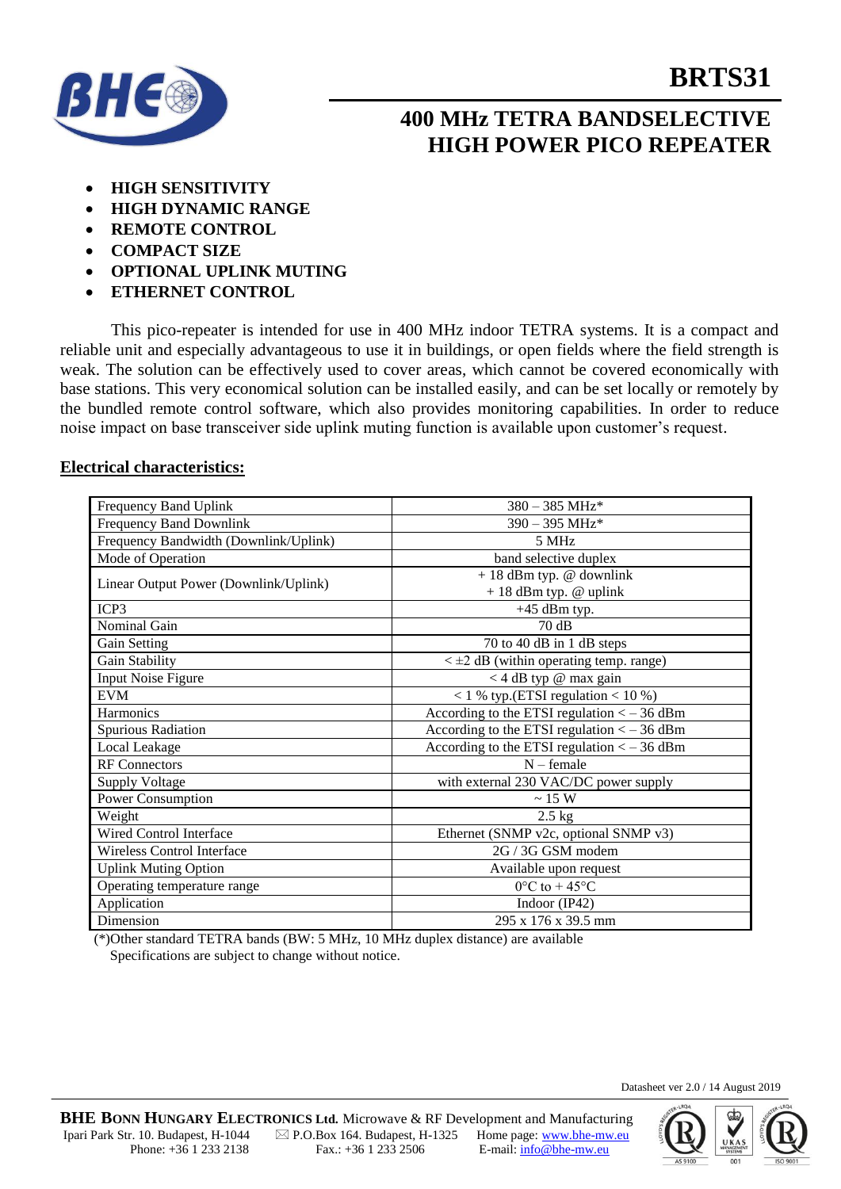# BRTS31

## 400 MHz TETRA BANDSELECTIVE HIGH POWER PICO REPEATER

- **HIGH SENSITIVITY**
- **HIGH DYNAMIC RANGE**
- **REMOTE CONTROL**
- **COMPACT SIZE**
- **OPTIONAL UPLINK MUTING**
- **ETHERNET CONTROL**

This pico-repeater is intended for use in 400 MHz indoor TETRA systems. It is a compact and reliable unit and especially advantageous to use it in buildings, or open fields where the field strength is weak. The solution can be effectively used to cover areas, which cannot be covered economically with base stations. This very economical solution can be installed easily, and can be set locally or remotely by the bundled remote control software, which also provides monitoring capabilities. In order to reduce noise impact on base transceiver side uplink muting function is available upon customer's request.

## Electrical characteristics:

| | |
|---|---|
| Frequency Band Uplink | 380 – 385 MHz* |
| Frequency Band Downlink | 390 – 395 MHz* |
| Frequency Bandwidth (Downlink/Uplink) | 5 MHz |
| Mode of Operation | band selective duplex |
| Linear Output Power (Downlink/Uplink) | + 18 dBm typ. @ downlink<br>+ 18 dBm typ. @ uplink |
| ICP3 | +45 dBm typ. |
| Nominal Gain | 70 dB |
| Gain Setting | 70 to 40 dB in 1 dB steps |
| Gain Stability | < ±2 dB (within operating temp. range) |
| Input Noise Figure | < 4 dB typ @ max gain |
| EVM | < 1 % typ.(ETSI regulation < 10 %) |
| Harmonics | According to the ETSI regulation < – 36 dBm |
| Spurious Radiation | According to the ETSI regulation < – 36 dBm |
| Local Leakage | According to the ETSI regulation < – 36 dBm |
| RF Connectors | N – female |
| Supply Voltage | with external 230 VAC/DC power supply |
| Power Consumption | ~ 15 W |
| Weight | 2.5 kg |
| Wired Control Interface | Ethernet (SNMP v2c, optional SNMP v3) |
| Wireless Control Interface | 2G / 3G GSM modem |
| Uplink Muting Option | Available upon request |
| Operating temperature range | 0°C to + 45°C |
| Application | Indoor (IP42) |
| Dimension | 295 x 176 x 39.5 mm |

(*)Other standard TETRA bands (BW: 5 MHz, 10 MHz duplex distance) are available
Specifications are subject to change without notice.

Datasheet ver 2.0 / 14 August 2019

**BHE BONN HUNGARY ELECTRONICS Ltd.** Microwave & RF Development and Manufacturing
Ipari Park Str. 10. Budapest, H-1044 ✉ P.O.Box 164. Budapest, H-1325 Home page: www.bhe-mw.eu
Phone: +36 1 233 2138 Fax.: +36 1 233 2506 E-mail: info@bhe-mw.eu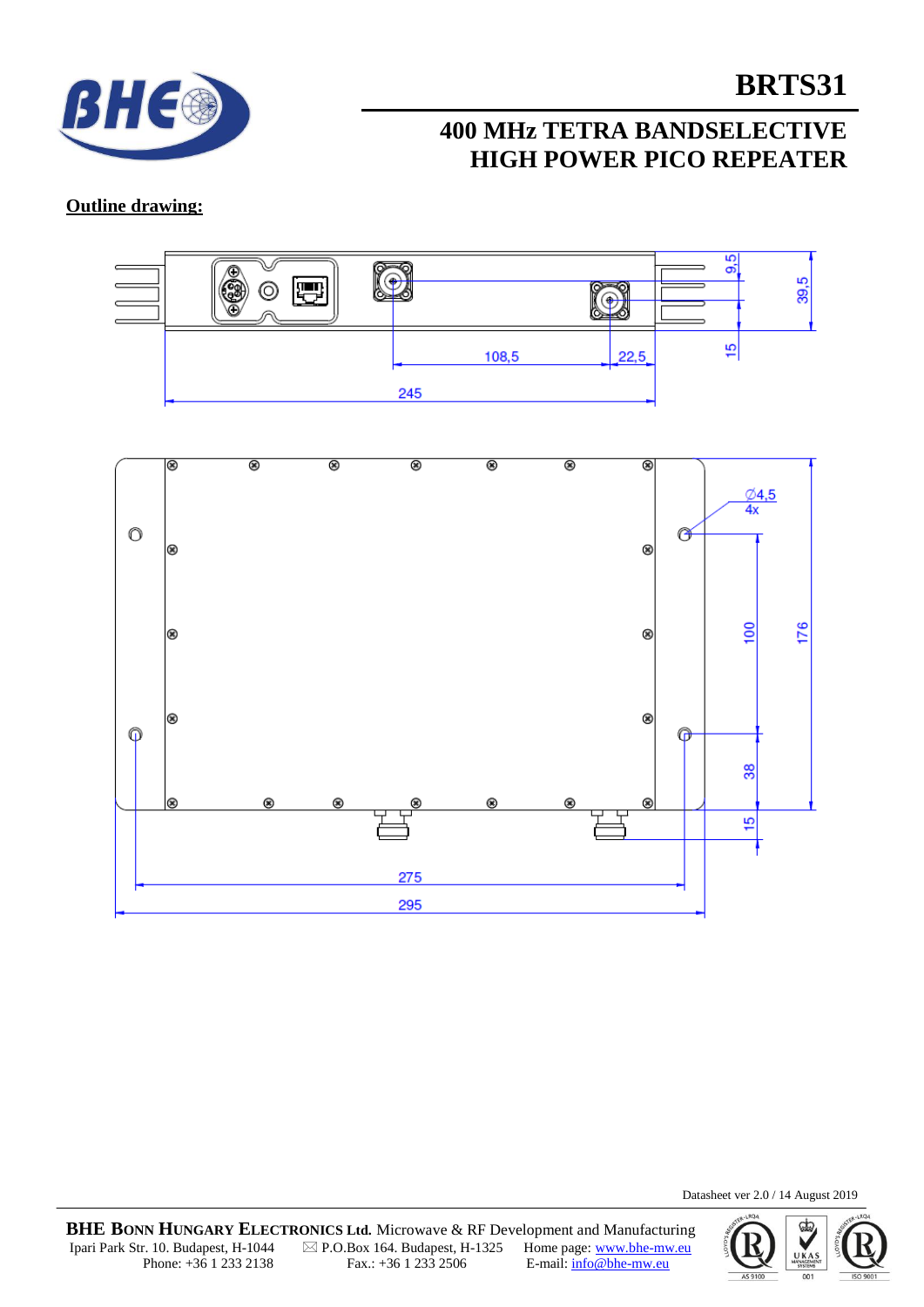# BRTS31

## 400 MHz TETRA BANDSELECTIVE HIGH POWER PICO REPEATER

**Outline drawing:**

9,5

39,5

15

108,5

22,5

245

∅4,5
4x

100

176

38

15

275

295

Datasheet ver 2.0 / 14 August 2019

**BHE BONN HUNGARY ELECTRONICS Ltd.** Microwave & RF Development and Manufacturing
Ipari Park Str. 10. Budapest, H-1044 ✉ P.O.Box 164. Budapest, H-1325 Home page: www.bhe-mw.eu
Phone: +36 1 233 2138 Fax.: +36 1 233 2506 E-mail: info@bhe-mw.eu